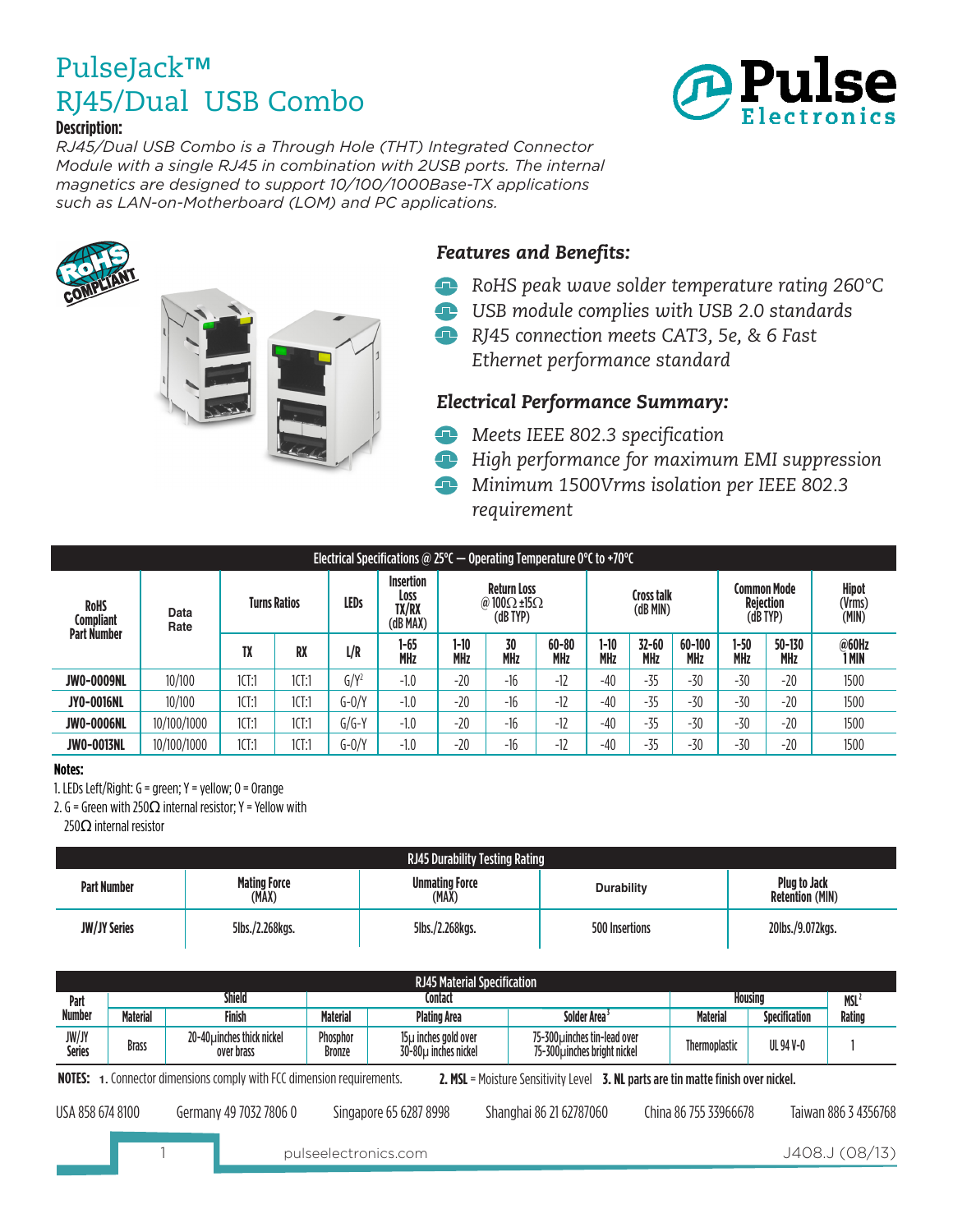# PulseJack™
# RJ45/Dual USB Combo

**Description:**

*RJ45/Dual USB Combo is a Through Hole (THT) Integrated Connector Module with a single RJ45 in combination with 2USB ports. The internal magnetics are designed to support 10/100/1000Base-TX applications such as LAN-on-Motherboard (LOM) and PC applications.*

### *Features and Benefits:*

- *RoHS peak wave solder temperature rating 260°C*
- *USB module complies with USB 2.0 standards*
- *RJ45 connection meets CAT3, 5e, & 6 Fast Ethernet performance standard*

### *Electrical Performance Summary:*

- *Meets IEEE 802.3 specification*
- *High performance for maximum EMI suppression*
- *Minimum 1500Vrms isolation per IEEE 802.3 requirement*

**Electrical Specifications @ 25°C — Operating Temperature 0°C to +70°C**

| RoHS Compliant Part Number | Data Rate | Turns Ratios | | LEDs | Insertion Loss TX/RX (dB MAX) | Return Loss @ 100Ω ±15Ω (dB TYP) | | | Cross talk (dB MIN) | | | Common Mode Rejection (dB TYP) | | Hipot (Vrms) (MIN) |
|---|---|---|---|---|---|---|---|---|---|---|---|---|---|---|
| | | TX | RX | L/R | 1-65 MHz | 1-10 MHz | 30 MHz | 60-80 MHz | 1-10 MHz | 32-60 MHz | 60-100 MHz | 1-50 MHz | 50-130 MHz | @60Hz 1 MIN |
| JW0-0009NL | 10/100 | 1CT:1 | 1CT:1 | G/Y[2] | -1.0 | -20 | -16 | -12 | -40 | -35 | -30 | -30 | -20 | 1500 |
| JY0-0016NL | 10/100 | 1CT:1 | 1CT:1 | G-O/Y | -1.0 | -20 | -16 | -12 | -40 | -35 | -30 | -30 | -20 | 1500 |
| JW0-0006NL | 10/100/1000 | 1CT:1 | 1CT:1 | G/G-Y | -1.0 | -20 | -16 | -12 | -40 | -35 | -30 | -30 | -20 | 1500 |
| JW0-0013NL | 10/100/1000 | 1CT:1 | 1CT:1 | G-O/Y | -1.0 | -20 | -16 | -12 | -40 | -35 | -30 | -30 | -20 | 1500 |

**Notes:**

1. LEDs Left/Right: G = green; Y = yellow; O = Orange
2. G = Green with 250Ω internal resistor; Y = Yellow with 250Ω internal resistor

**RJ45 Durability Testing Rating**

| Part Number | Mating Force (MAX) | Unmating Force (MAX) | Durability | Plug to Jack Retention (MIN) |
|---|---|---|---|---|
| JW/JY Series | 5lbs./2.268kgs. | 5lbs./2.268kgs. | 500 Insertions | 20lbs./9.072kgs. |

**RJ45 Material Specification**

| Part Number | Shield | | Contact | | | Housing | | MSL[2] |
|---|---|---|---|---|---|---|---|---|
| | Material | Finish | Material | Plating Area | Solder Area[3] | Material | Specification | Rating |
| JW/JY Series | Brass | 20-40μinches thick nickel over brass | Phosphor Bronze | 15μ inches gold over 30-80μ inches nickel | 75-300μinches tin-lead over 75-300μinches bright nickel | Thermoplastic | UL 94 V-0 | 1 |

**NOTES:** **1.** Connector dimensions comply with FCC dimension requirements. **2. MSL** = Moisture Sensitivity Level **3. NL parts are tin matte finish over nickel.**

USA 858 674 8100 Germany 49 7032 7806 0 Singapore 65 6287 8998 Shanghai 86 21 62787060 China 86 755 33966678 Taiwan 886 3 4356768

pulseelectronics.com J408.J (08/13)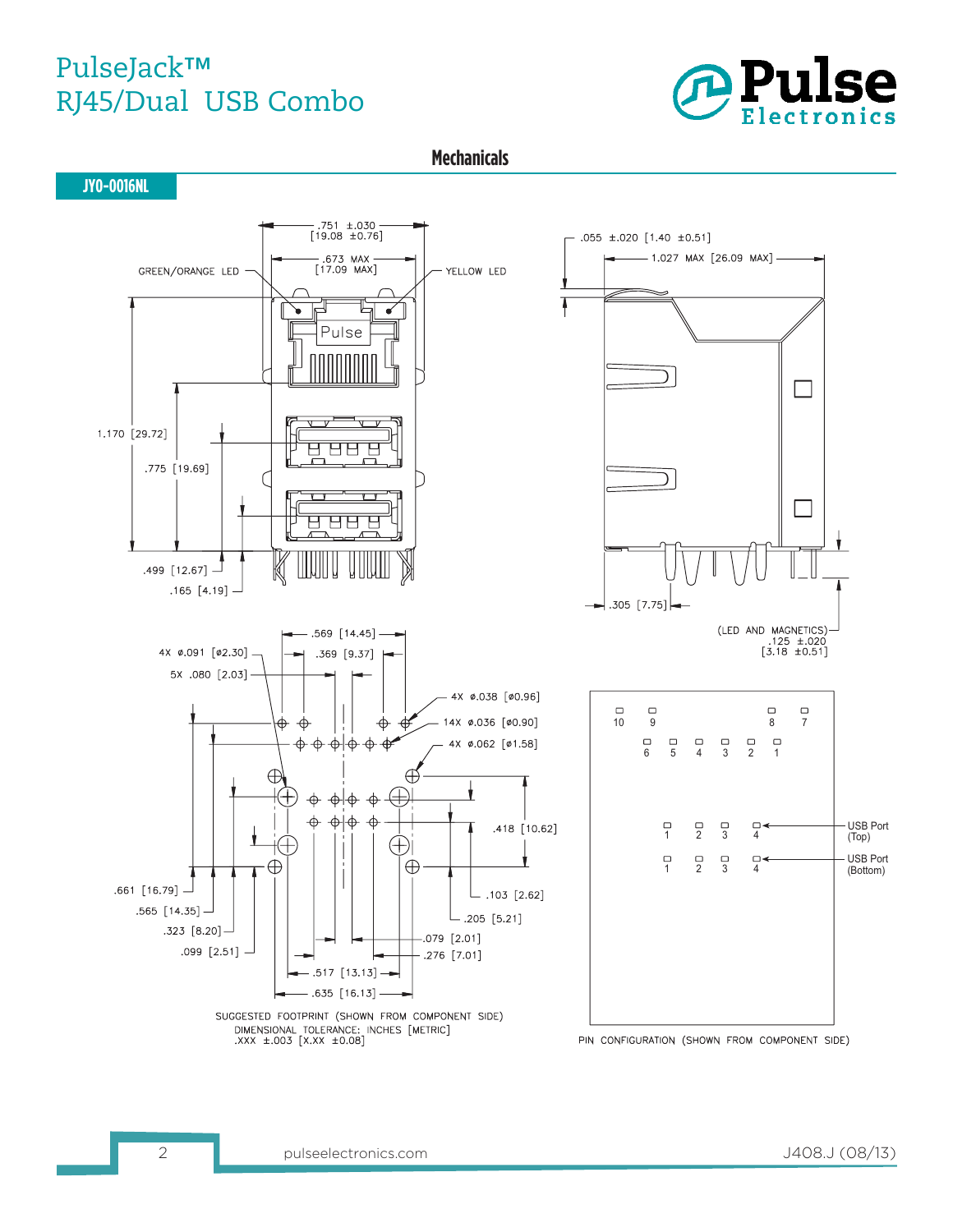# PulseJack™ RJ45/Dual USB Combo

## Mechanicals

### JY0-0016NL

.751 ±.030 [19.08 ±0.76]

.673 MAX [17.09 MAX]

GREEN/ORANGE LED

YELLOW LED

Pulse

1.170 [29.72]

.775 [19.69]

.499 [12.67]

.165 [4.19]

.055 ±.020 [1.40 ±0.51]

1.027 MAX [26.09 MAX]

.305 [7.75]

(LED AND MAGNETICS) .125 ±.020 [3.18 ±0.51]

.569 [14.45]

.369 [9.37]

4X ø.091 [ø2.30]

5X .080 [2.03]

4X ø.038 [ø0.96]

14X ø.036 [ø0.90]

4X ø.062 [ø1.58]

.418 [10.62]

.661 [16.79]

.565 [14.35]

.323 [8.20]

.099 [2.51]

.103 [2.62]

.205 [5.21]

.079 [2.01]

.276 [7.01]

.517 [13.13]

.635 [16.13]

SUGGESTED FOOTPRINT (SHOWN FROM COMPONENT SIDE)
DIMENSIONAL TOLERANCE: INCHES [METRIC]
.XXX ±.003 [X.XX ±0.08]

10 9 8 7

6 5 4 3 2 1

1 2 3 4 — USB Port (Top)

1 2 3 4 — USB Port (Bottom)

PIN CONFIGURATION (SHOWN FROM COMPONENT SIDE)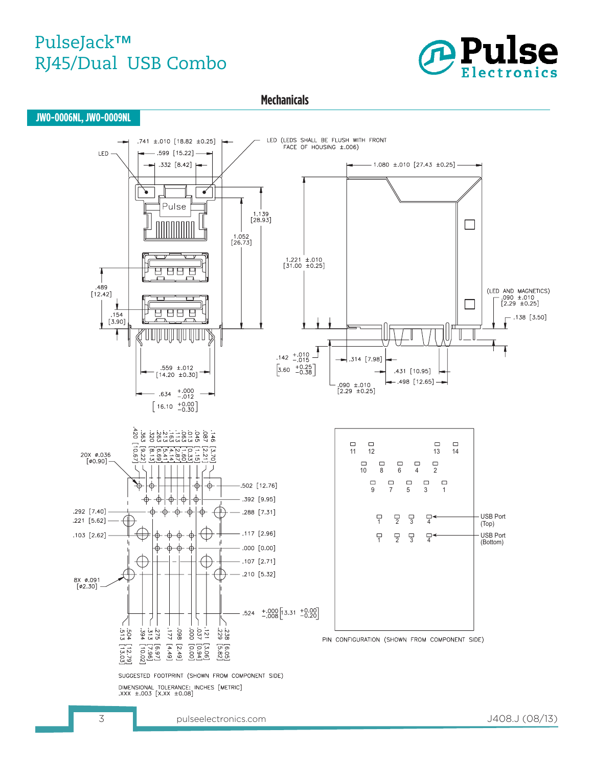# PulseJack™ RJ45/Dual USB Combo

## Mechanicals

### JW0-0006NL, JW0-0009NL

LED

.741 ±.010 [18.82 ±0.25]

.599 [15.22]

.332 [8.42]

LED (LEDS SHALL BE FLUSH WITH FRONT FACE OF HOUSING ±.006)

1.080 ±.010 [27.43 ±0.25]

Pulse

1.139 [28.93]

1.052 [26.73]

1.221 ±.010 [31.00 ±0.25]

.489 [12.42]

.154 [3.90]

(LED AND MAGNETICS) .090 ±.010 [2.29 ±0.25]

.138 [3.50]

.142 +.010 −.015 [3.60 +0.25 −0.38]

.314 [7.98]

.431 [10.95]

.498 [12.65]

.090 ±.010 [2.29 ±0.25]

.559 ±.012 [14.20 ±0.30]

.634 +.000 −.012 [16.10 +0.00 −0.30]

20X ø.036 [ø0.90]

.420 [10.67], .363 [9.22], .320 [8.13], .263 [6.69], .213 [5.41], .113 [2.87], .063 [1.60], .013 [0.33], .045 [1.15], .087 [2.21], .146 [3.70]

.502 [12.76]

.392 [9.95]

.292 [7.40]

.288 [7.31]

.221 [5.62]

.103 [2.62]

.117 [2.96]

.000 [0.00]

.107 [2.71]

.210 [5.32]

8X ø.091 [ø2.30]

.524 +.000 −.008 [13.31 +0.00 −0.20]

.513 [13.03], .504 [12.79], .394 [10.02], .313 [7.96], .275 [6.97], .177 [4.49], .098 [2.49], .000 [0.00], .037 [0.94], .121 [3.06], .229 [5.82], .238 [6.05]

SUGGESTED FOOTPRINT (SHOWN FROM COMPONENT SIDE)

DIMENSIONAL TOLERANCE: INCHES [METRIC]
.XXX ±.003 [X.XX ±0.08]

11 12 13 14

10 8 6 4 2

9 7 5 3 1

1 2 3 4 — USB Port (Top)

1 2 3 4 — USB Port (Bottom)

PIN CONFIGURATION (SHOWN FROM COMPONENT SIDE)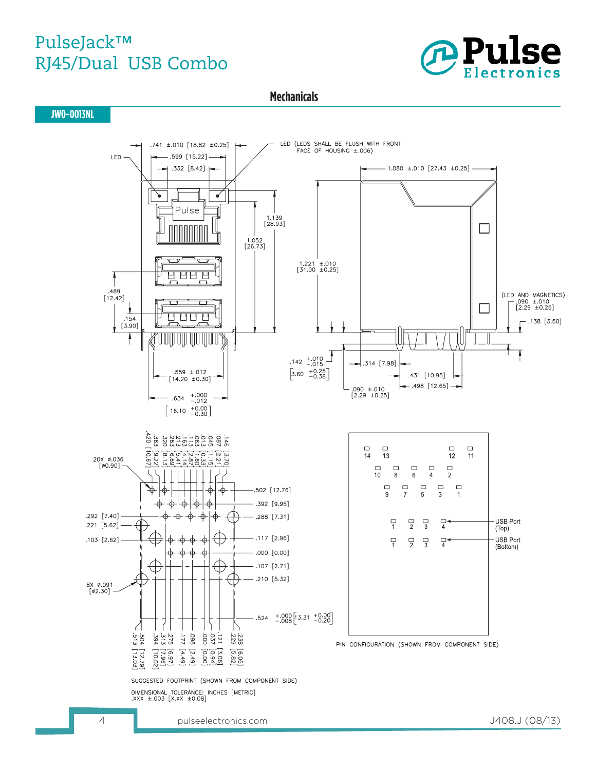# PulseJack™ RJ45/Dual USB Combo

## Mechanicals

**JW0-0013NL**

LED (LEDS SHALL BE FLUSH WITH FRONT FACE OF HOUSING ±.006)

.741 ±.010 [18.82 ±0.25]

.599 [15.22]

.332 [8.42]

LED

1.139 [28.93]

1.052 [26.73]

.489 [12.42]

.154 [3.90]

.559 ±.012 [14.20 ±0.30]

.634 +.000 −.012 [16.10 +0.00 −0.30]

1.080 ±.010 [27.43 ±0.25]

1.221 ±.010 [31.00 ±0.25]

(LED AND MAGNETICS) .090 ±.010 [2.29 ±0.25]

.138 [3.50]

.142 +.010 −.015 [3.60 +0.25 −0.38]

.314 [7.98]

.431 [10.95]

.498 [12.65]

.090 ±.010 [2.29 ±0.25]

20X ⌀.036 [⌀0.90]

8X ⌀.091 [⌀2.30]

.420 [10.67], .363 [9.22], .320 [8.13], .263 [6.69], .213 [5.41], .163 [4.14], .113 [2.87], .063 [1.60], .013 [0.33], .045 [1.15], .087 [2.21], .146 [3.70]

.502 [12.76], .392 [9.95], .288 [7.31], .117 [2.96], .000 [0.00], .107 [2.71], .210 [5.32]

.292 [7.40], .221 [5.62], .103 [2.62]

.524 +.000 −.008 [13.31 +0.00 −0.20]

.513 [13.03], .504 [12.79], .394 [10.02], .313 [7.96], .275 [6.97], .177 [4.49], .098 [2.49], .000 [0.00], .037 [0.94], .121 [3.06], .229 [5.82], .238 [6.05]

SUGGESTED FOOTPRINT (SHOWN FROM COMPONENT SIDE)

14 13 12 11

10 8 6 4 2

9 7 5 3 1

1 2 3 4 — USB Port (Top)

1 2 3 4 — USB Port (Bottom)

PIN CONFIGURATION (SHOWN FROM COMPONENT SIDE)

DIMENSIONAL TOLERANCE: INCHES [METRIC]
.XXX ±.003 [X.XX ±0.08]

J408.J (08/13)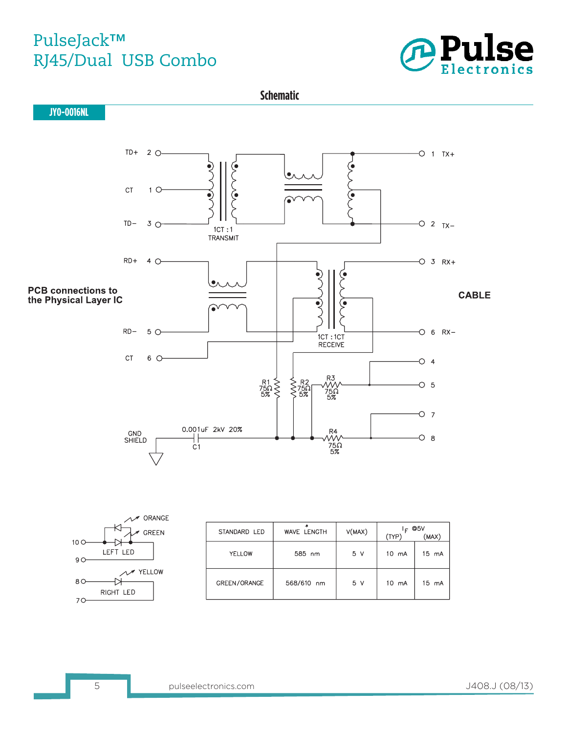## Schematic

**JY0-0016NL**

TD+ 2 — CT 1 — TD− 3

1CT : 1 TRANSMIT

RD+ 4 — RD− 5 — CT 6

1CT : 1CT RECEIVE

1 TX+ — 2 TX− — 3 RX+ — 6 RX− — 4 — 5 — 7 — 8

**PCB connections to the Physical Layer IC**

**CABLE**

R1 75Ω 5%, R2 75Ω 5%, R3 75Ω 5%, R4 75Ω 5%

GND SHIELD — 0.001uF 2kV 20% C1

10 — ORANGE / GREEN — LEFT LED — 9

8 — YELLOW — RIGHT LED — 7

| STANDARD LED | WAVE LENGTH * | V(MAX) | $I_F$ @5V (TYP) | (MAX) |
|---|---|---|---|---|
| YELLOW | 585 nm | 5 V | 10 mA | 15 mA |
| GREEN/ORANGE | 568/610 nm | 5 V | 10 mA | 15 mA |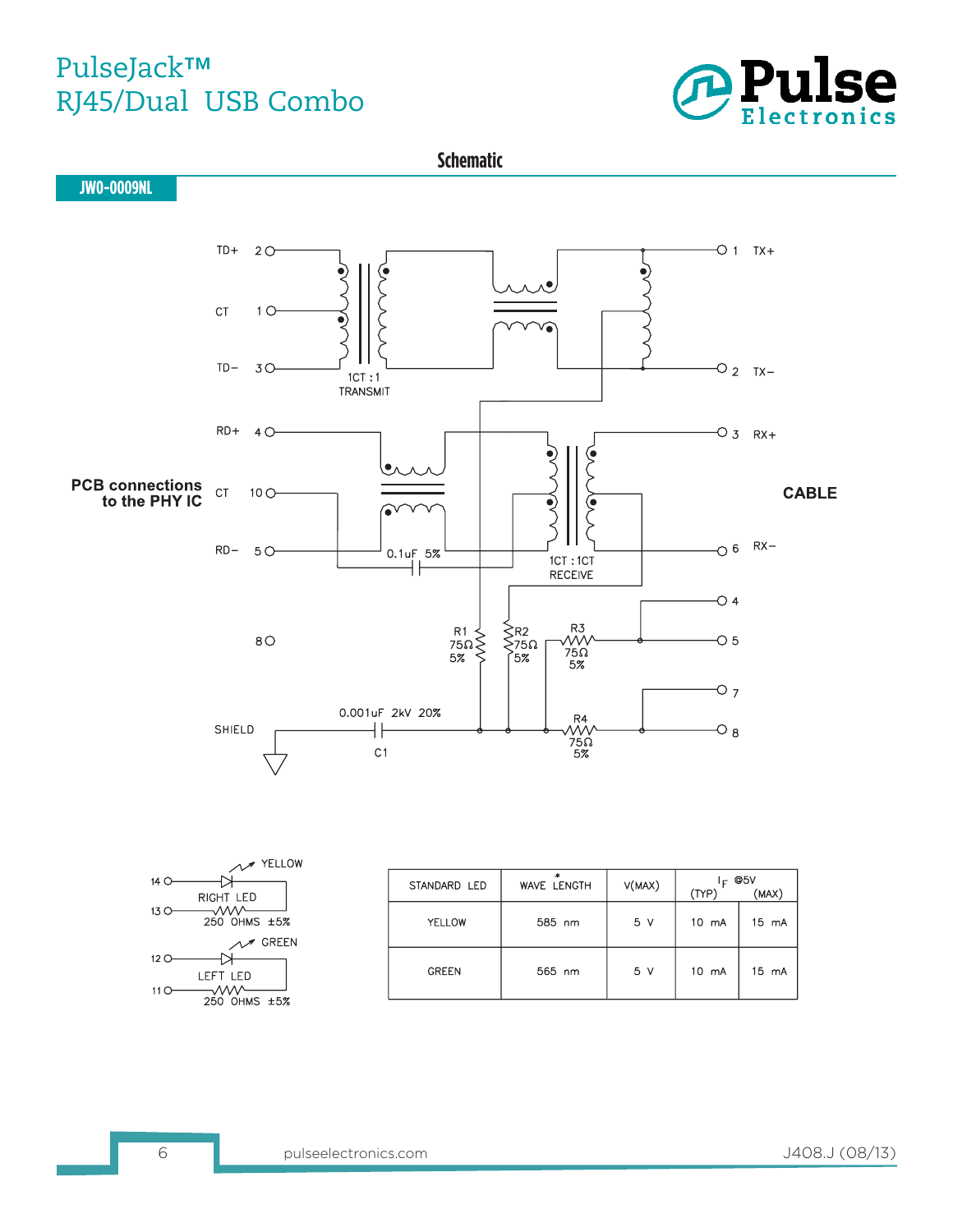# PulseJack™ RJ45/Dual USB Combo

## Schematic

**JW0-0009NL**

**PCB connections to the PHY IC**

TD+ 2, CT 1, TD− 3 — 1CT : 1 TRANSMIT — 1 TX+, 2 TX−

RD+ 4, CT 10, RD− 5 — 0.1uF 5% — 1CT : 1CT RECEIVE — 3 RX+, 6 RX−

**CABLE**

8

R1 75Ω 5%, R2 75Ω 5%, R3 75Ω 5%, R4 75Ω 5% — 4, 5, 7, 8

SHIELD — 0.001uF 2kV 20% C1

14, 13 — YELLOW RIGHT LED — 250 OHMS ±5%

12, 11 — GREEN LEFT LED — 250 OHMS ±5%

| STANDARD LED | WAVE LENGTH* | V(MAX) | $I_F$ @5V (TYP) | $I_F$ @5V (MAX) |
|---|---|---|---|---|
| YELLOW | 585 nm | 5 V | 10 mA | 15 mA |
| GREEN | 565 nm | 5 V | 10 mA | 15 mA |

pulseelectronics.com

J408.J (08/13)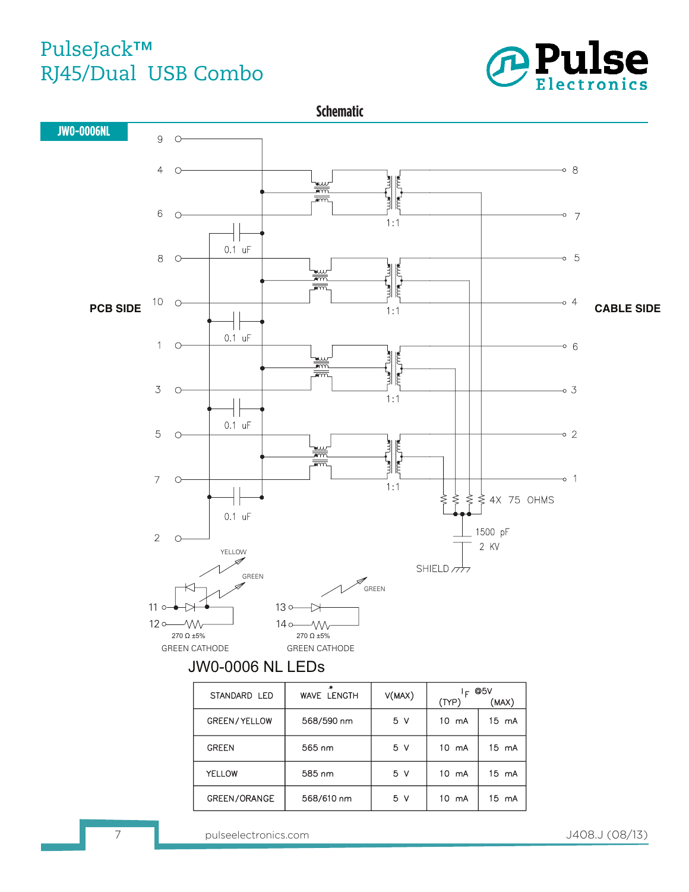# PulseJack™ RJ45/Dual USB Combo

## Schematic

**JW0-0006NL**

PCB SIDE

CABLE SIDE

9, 4, 6, 8, 10, 1, 3, 5, 7, 2

8, 7, 5, 4, 6, 3, 2, 1

0.1 uF

1:1

4X 75 OHMS

1500 pF
2 KV

SHIELD

YELLOW

GREEN

11

12

270 Ω ±5%

GREEN CATHODE

GREEN

13

14

270 Ω ±5%

GREEN CATHODE

## JW0-0006 NL LEDs

| STANDARD LED | WAVE LENGTH* | V(MAX) | $I_F$ @5V (TYP) | $I_F$ @5V (MAX) |
|---|---|---|---|---|
| GREEN/YELLOW | 568/590 nm | 5 V | 10 mA | 15 mA |
| GREEN | 565 nm | 5 V | 10 mA | 15 mA |
| YELLOW | 585 nm | 5 V | 10 mA | 15 mA |
| GREEN/ORANGE | 568/610 nm | 5 V | 10 mA | 15 mA |

pulseelectronics.com

J408.J (08/13)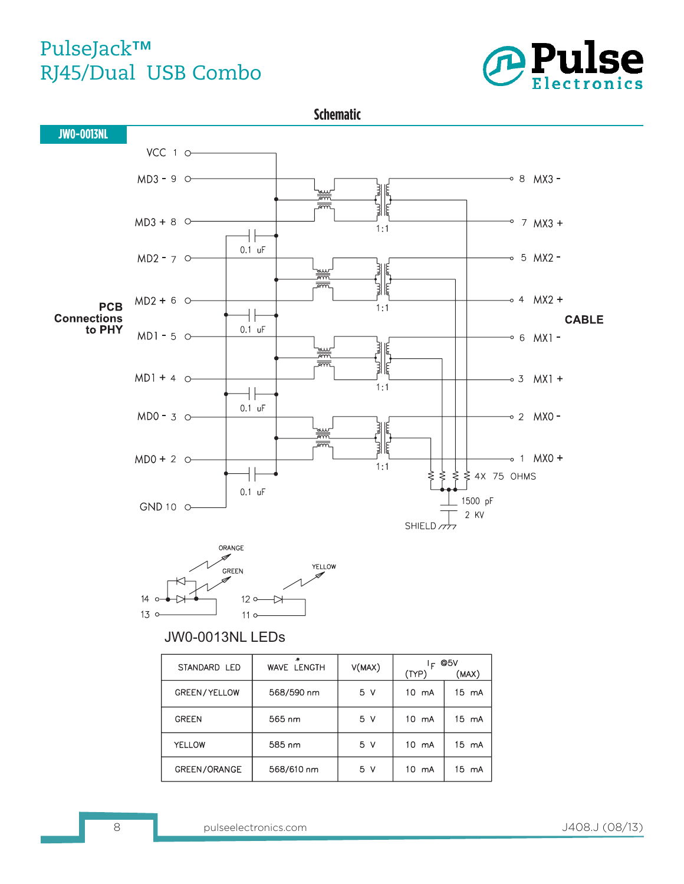# PulseJack™ RJ45/Dual USB Combo

## Schematic

**JW0-0013NL**

PCB Connections to PHY

VCC 1
MD3 - 9
MD3 + 8
MD2 - 7
MD2 + 6
MD1 - 5
MD1 + 4
MD0 - 3
MD0 + 2
GND 10

0.1 uF
0.1 uF
0.1 uF
0.1 uF

1:1
1:1
1:1
1:1

CABLE

8 MX3 -
7 MX3 +
5 MX2 -
4 MX2 +
6 MX1 -
3 MX1 +
2 MX0 -
1 MX0 +

4X 75 OHMS

1500 pF
2 KV

SHIELD

ORANGE
GREEN
YELLOW

14
13
12
11

JW0-0013NL LEDs

| STANDARD LED | WAVE LENGTH* | V(MAX) | $I_F$ @5V (TYP) | $I_F$ @5V (MAX) |
|---|---|---|---|---|
| GREEN/YELLOW | 568/590 nm | 5 V | 10 mA | 15 mA |
| GREEN | 565 nm | 5 V | 10 mA | 15 mA |
| YELLOW | 585 nm | 5 V | 10 mA | 15 mA |
| GREEN/ORANGE | 568/610 nm | 5 V | 10 mA | 15 mA |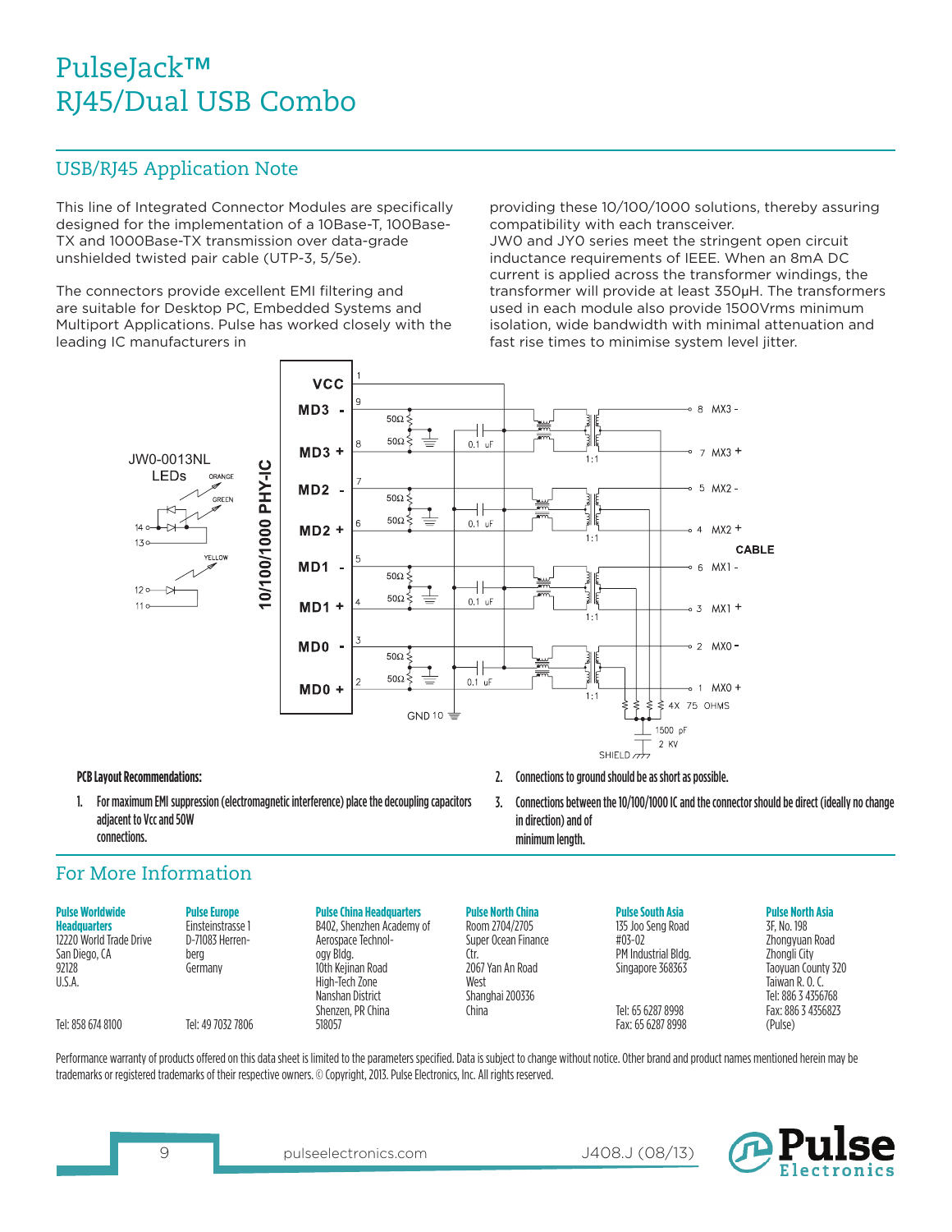# PulseJack™
# RJ45/Dual USB Combo

## USB/RJ45 Application Note

This line of Integrated Connector Modules are specifically designed for the implementation of a 10Base-T, 100Base-TX and 1000Base-TX transmission over data-grade unshielded twisted pair cable (UTP-3, 5/5e).

The connectors provide excellent EMI filtering and are suitable for Desktop PC, Embedded Systems and Multiport Applications. Pulse has worked closely with the leading IC manufacturers in providing these 10/100/1000 solutions, thereby assuring compatibility with each transceiver.

JW0 and JY0 series meet the stringent open circuit inductance requirements of IEEE. When an 8mA DC current is applied across the transformer windings, the transformer will provide at least 350μH. The transformers used in each module also provide 1500Vrms minimum isolation, wide bandwidth with minimal attenuation and fast rise times to minimise system level jitter.

JW0-0013NL LEDs: ORANGE, GREEN (pins 14, 13); YELLOW (pins 12, 11)

10/100/1000 PHY-IC: VCC (1), MD3 - (9), MD3 + (8), MD2 - (7), MD2 + (6), MD1 - (5), MD1 + (4), MD0 - (3), MD0 + (2), GND 10

50Ω, 0.1 uF, 1:1

CABLE: 8 MX3 -, 7 MX3 +, 5 MX2 -, 4 MX2 +, 6 MX1 -, 3 MX1 +, 2 MX0 -, 1 MX0 +

4X 75 OHMS, 1500 pF 2 KV, SHIELD

**PCB Layout Recommendations:**

1. For maximum EMI suppression (electromagnetic interference) place the decoupling capacitors adjacent to Vcc and 50W connections.
2. Connections to ground should be as short as possible.
3. Connections between the 10/100/1000 IC and the connector should be direct (ideally no change in direction) and of minimum length.

## For More Information

**Pulse Worldwide Headquarters**
12220 World Trade Drive
San Diego, CA
92128
U.S.A.
Tel: 858 674 8100

**Pulse Europe**
Einsteinstrasse 1
D-71083 Herrenberg
Germany
Tel: 49 7032 7806

**Pulse China Headquarters**
B402, Shenzhen Academy of Aerospace Technology Bldg.
10th Kejinan Road
High-Tech Zone
Nanshan District
Shenzen, PR China
518057

**Pulse North China**
Room 2704/2705
Super Ocean Finance Ctr.
2067 Yan An Road West
Shanghai 200336
China

**Pulse South Asia**
135 Joo Seng Road
#03-02
PM Industrial Bldg.
Singapore 368363
Tel: 65 6287 8998
Fax: 65 6287 8998

**Pulse North Asia**
3F, No. 198
Zhongyuan Road
Zhongli City
Taoyuan County 320
Taiwan R. O. C.
Tel: 886 3 4356768
Fax: 886 3 4356823
(Pulse)

Performance warranty of products offered on this data sheet is limited to the parameters specified. Data is subject to change without notice. Other brand and product names mentioned herein may be trademarks or registered trademarks of their respective owners. © Copyright, 2013. Pulse Electronics, Inc. All rights reserved.

pulseelectronics.com J408.J (08/13)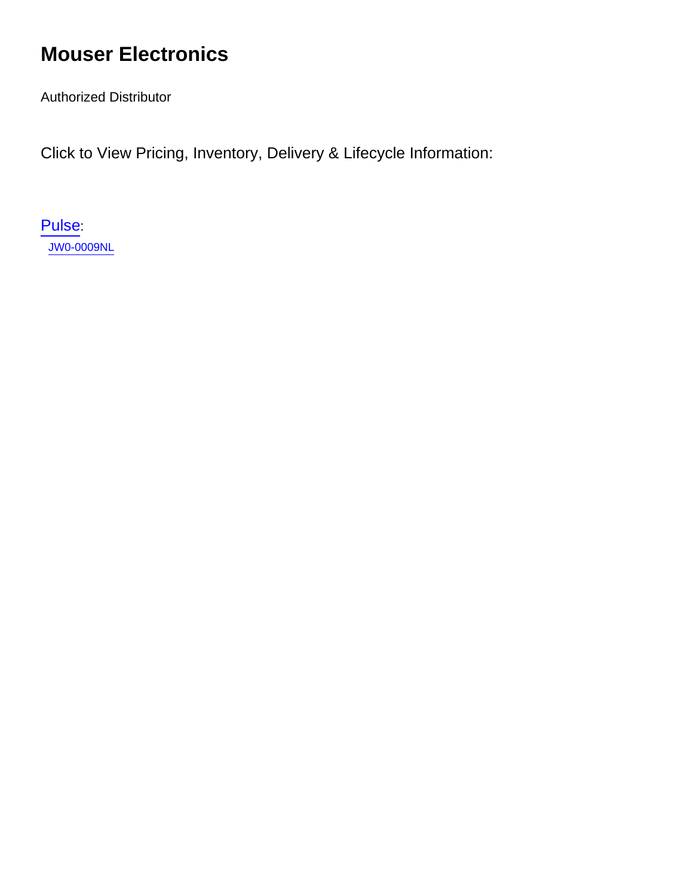# Mouser Electronics

Authorized Distributor

Click to View Pricing, Inventory, Delivery & Lifecycle Information:

Pulse:

JW0-0009NL